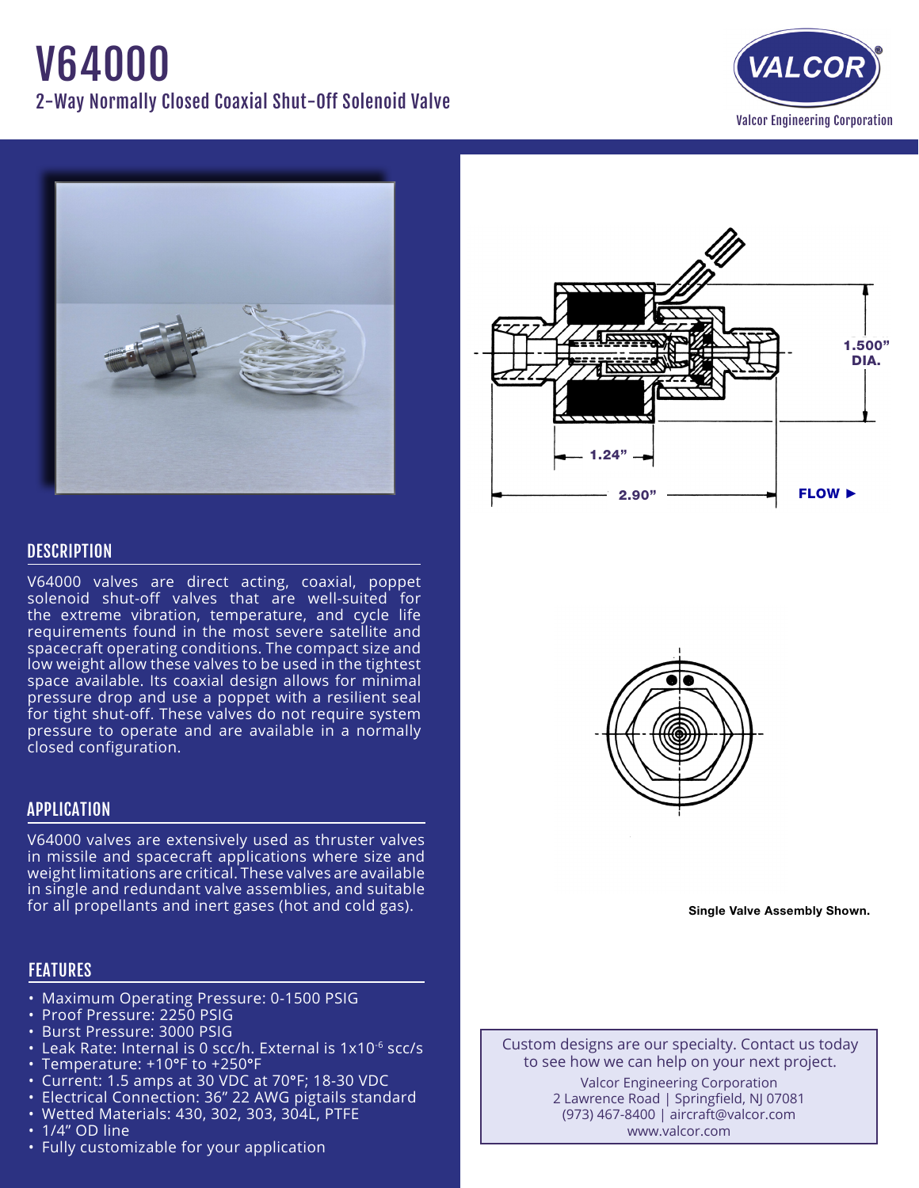# V64000

## 2-Way Normally Closed Coaxial Shut-Off Solenoid Valve

Valcor Engineering Corporation

1.500" DIA.

1.24"

2.90"

FLOW ►

Single Valve Assembly Shown.

## DESCRIPTION

V64000 valves are direct acting, coaxial, poppet solenoid shut-off valves that are well-suited for the extreme vibration, temperature, and cycle life requirements found in the most severe satellite and spacecraft operating conditions. The compact size and low weight allow these valves to be used in the tightest space available. Its coaxial design allows for minimal pressure drop and use a poppet with a resilient seal for tight shut-off. These valves do not require system pressure to operate and are available in a normally closed configuration.

## APPLICATION

V64000 valves are extensively used as thruster valves in missile and spacecraft applications where size and weight limitations are critical. These valves are available in single and redundant valve assemblies, and suitable for all propellants and inert gases (hot and cold gas).

## FEATURES

- Maximum Operating Pressure: 0-1500 PSIG
- Proof Pressure: 2250 PSIG
- Burst Pressure: 3000 PSIG
- Leak Rate: Internal is 0 scc/h. External is $1 \times 10^{-6}$ scc/s
- Temperature: +10°F to +250°F
- Current: 1.5 amps at 30 VDC at 70°F; 18-30 VDC
- Electrical Connection: 36" 22 AWG pigtails standard
- Wetted Materials: 430, 302, 303, 304L, PTFE
- 1/4" OD line
- Fully customizable for your application

Custom designs are our specialty. Contact us today to see how we can help on your next project.

Valcor Engineering Corporation
2 Lawrence Road | Springfield, NJ 07081
(973) 467-8400 | aircraft@valcor.com
www.valcor.com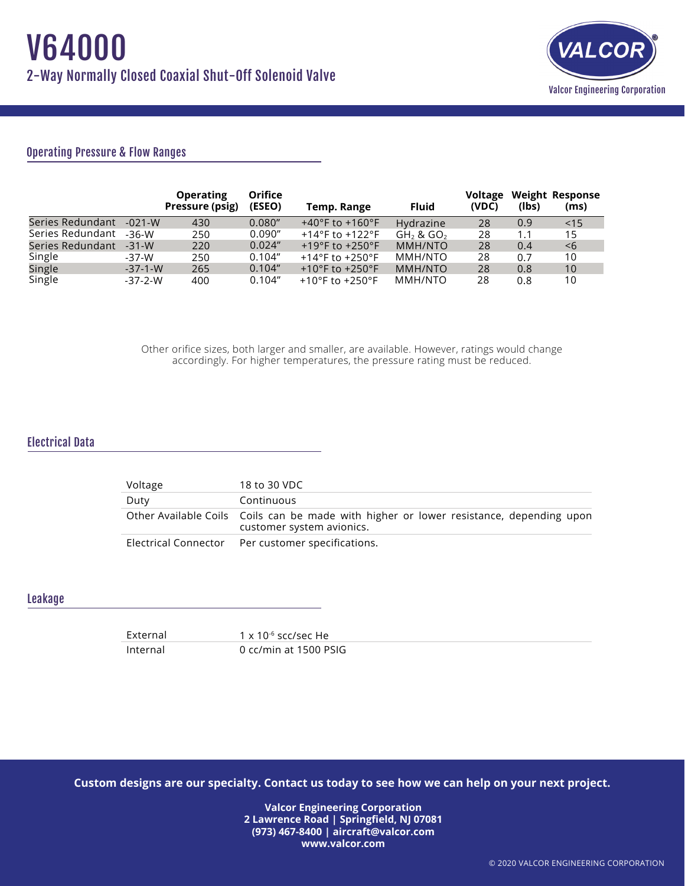# V64000

## 2-Way Normally Closed Coaxial Shut-Off Solenoid Valve

Valcor Engineering Corporation

### Operating Pressure & Flow Ranges

| | | Operating Pressure (psig) | Orifice (ESEO) | Temp. Range | Fluid | Voltage (VDC) | Weight (lbs) | Response (ms) |
|---|---|---|---|---|---|---|---|---|
| Series Redundant | -021-W | 430 | 0.080" | +40°F to +160°F | Hydrazine | 28 | 0.9 | <15 |
| Series Redundant | -36-W | 250 | 0.090" | +14°F to +122°F | $GH_2$ & $GO_2$ | 28 | 1.1 | 15 |
| Series Redundant | -31-W | 220 | 0.024" | +19°F to +250°F | MMH/NTO | 28 | 0.4 | <6 |
| Single | -37-W | 250 | 0.104" | +14°F to +250°F | MMH/NTO | 28 | 0.7 | 10 |
| Single | -37-1-W | 265 | 0.104" | +10°F to +250°F | MMH/NTO | 28 | 0.8 | 10 |
| Single | -37-2-W | 400 | 0.104" | +10°F to +250°F | MMH/NTO | 28 | 0.8 | 10 |

Other orifice sizes, both larger and smaller, are available. However, ratings would change accordingly. For higher temperatures, the pressure rating must be reduced.

### Electrical Data

| | |
|---|---|
| Voltage | 18 to 30 VDC |
| Duty | Continuous |
| Other Available Coils | Coils can be made with higher or lower resistance, depending upon customer system avionics. |
| Electrical Connector | Per customer specifications. |

### Leakage

| | |
|---|---|
| External | $1 \times 10^{-6}$ scc/sec He |
| Internal | 0 cc/min at 1500 PSIG |

**Custom designs are our specialty. Contact us today to see how we can help on your next project.**

**Valcor Engineering Corporation**
**2 Lawrence Road | Springfield, NJ 07081**
**(973) 467-8400 | aircraft@valcor.com**
**www.valcor.com**

© 2020 VALCOR ENGINEERING CORPORATION